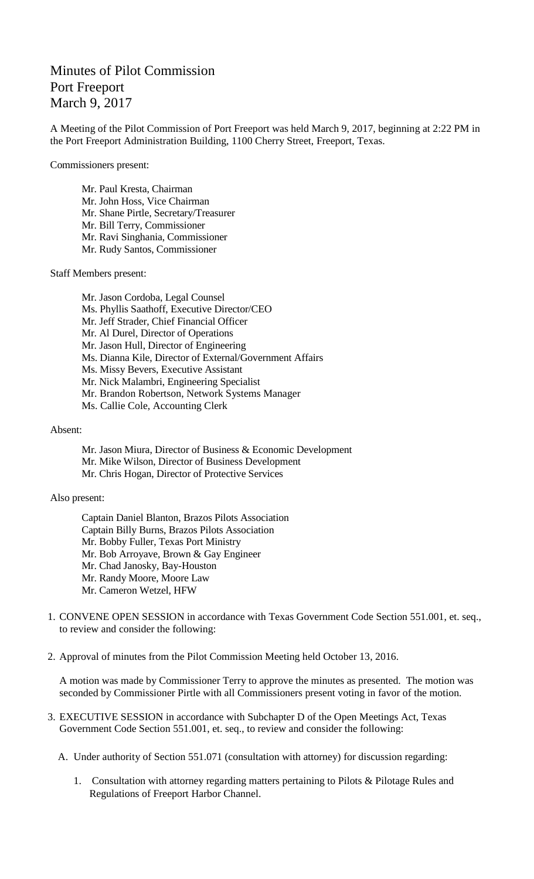# Minutes of Pilot Commission
# Port Freeport
# March 9, 2017

A Meeting of the Pilot Commission of Port Freeport was held March 9, 2017, beginning at 2:22 PM in the Port Freeport Administration Building, 1100 Cherry Street, Freeport, Texas.

Commissioners present:

Mr. Paul Kresta, Chairman
Mr. John Hoss, Vice Chairman
Mr. Shane Pirtle, Secretary/Treasurer
Mr. Bill Terry, Commissioner
Mr. Ravi Singhania, Commissioner
Mr. Rudy Santos, Commissioner

Staff Members present:

Mr. Jason Cordoba, Legal Counsel
Ms. Phyllis Saathoff, Executive Director/CEO
Mr. Jeff Strader, Chief Financial Officer
Mr. Al Durel, Director of Operations
Mr. Jason Hull, Director of Engineering
Ms. Dianna Kile, Director of External/Government Affairs
Ms. Missy Bevers, Executive Assistant
Mr. Nick Malambri, Engineering Specialist
Mr. Brandon Robertson, Network Systems Manager
Ms. Callie Cole, Accounting Clerk

Absent:

Mr. Jason Miura, Director of Business & Economic Development
Mr. Mike Wilson, Director of Business Development
Mr. Chris Hogan, Director of Protective Services

Also present:

Captain Daniel Blanton, Brazos Pilots Association
Captain Billy Burns, Brazos Pilots Association
Mr. Bobby Fuller, Texas Port Ministry
Mr. Bob Arroyave, Brown & Gay Engineer
Mr. Chad Janosky, Bay-Houston
Mr. Randy Moore, Moore Law
Mr. Cameron Wetzel, HFW

1. CONVENE OPEN SESSION in accordance with Texas Government Code Section 551.001, et. seq., to review and consider the following:

2. Approval of minutes from the Pilot Commission Meeting held October 13, 2016.

   A motion was made by Commissioner Terry to approve the minutes as presented. The motion was seconded by Commissioner Pirtle with all Commissioners present voting in favor of the motion.

3. EXECUTIVE SESSION in accordance with Subchapter D of the Open Meetings Act, Texas Government Code Section 551.001, et. seq., to review and consider the following:

   A. Under authority of Section 551.071 (consultation with attorney) for discussion regarding:

      1. Consultation with attorney regarding matters pertaining to Pilots & Pilotage Rules and Regulations of Freeport Harbor Channel.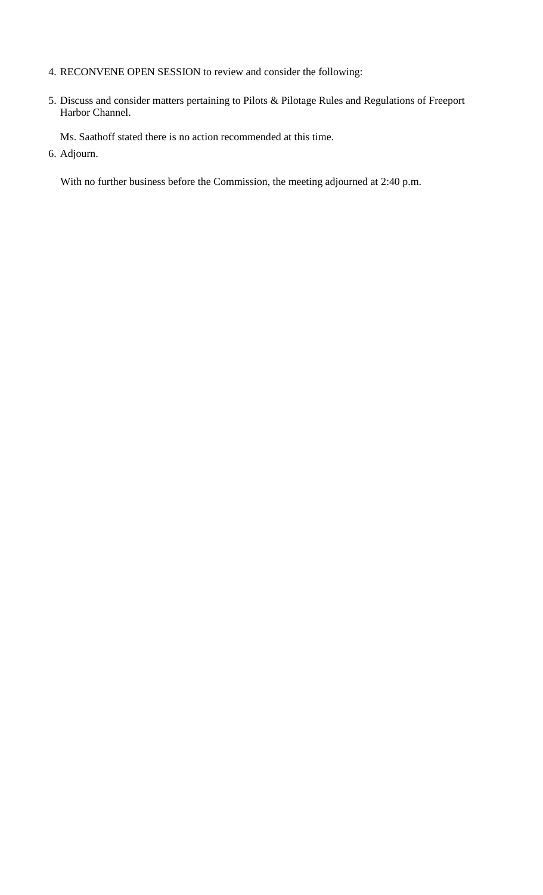4. RECONVENE OPEN SESSION to review and consider the following:

5. Discuss and consider matters pertaining to Pilots & Pilotage Rules and Regulations of Freeport Harbor Channel.

   Ms. Saathoff stated there is no action recommended at this time.

6. Adjourn.

   With no further business before the Commission, the meeting adjourned at 2:40 p.m.